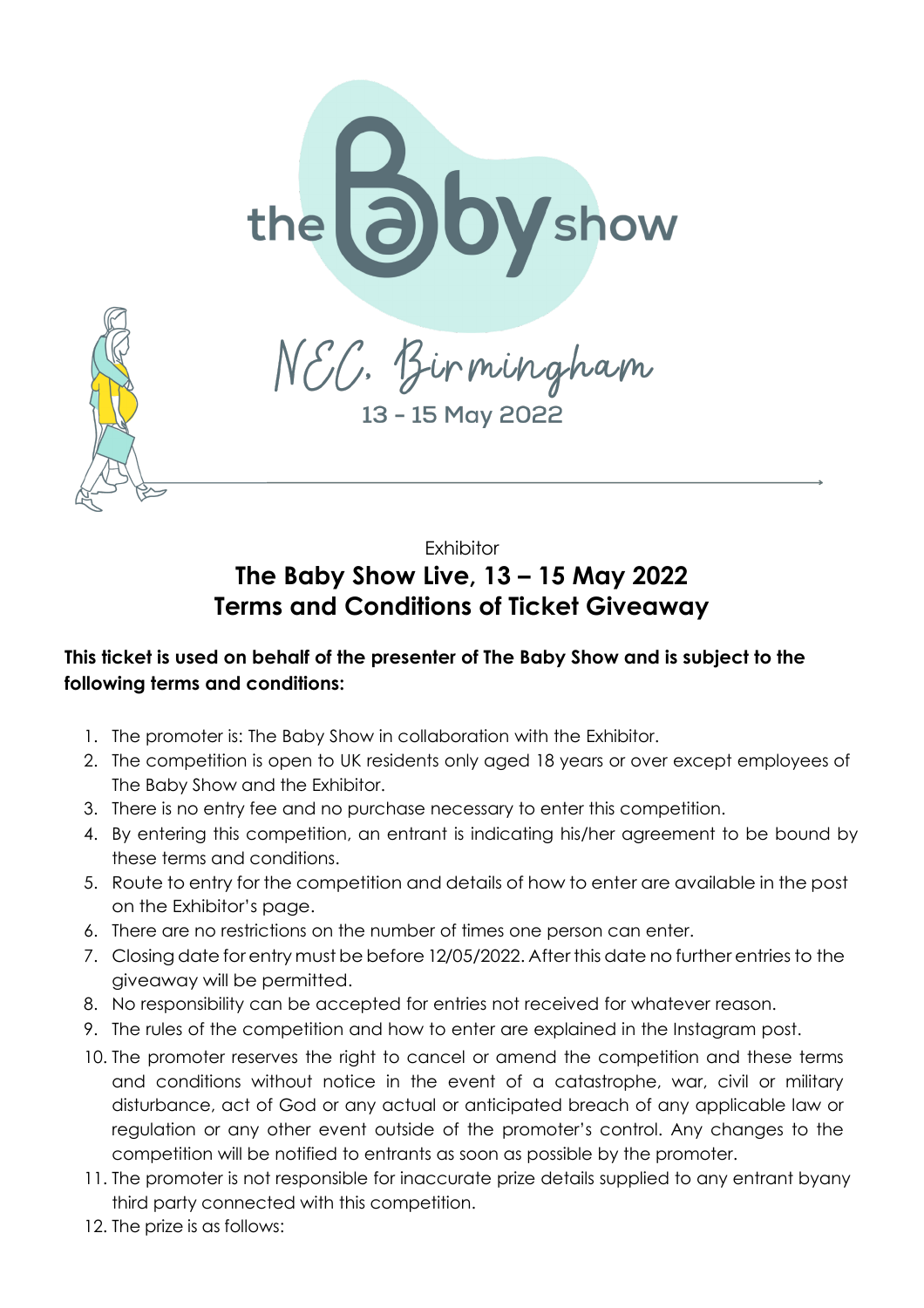the Baby show

NEC, Birmingham

13 - 15 May 2022

Exhibitor

# The Baby Show Live, 13 – 15 May 2022
# Terms and Conditions of Ticket Giveaway

**This ticket is used on behalf of the presenter of The Baby Show and is subject to the following terms and conditions:**

1. The promoter is: The Baby Show in collaboration with the Exhibitor.
2. The competition is open to UK residents only aged 18 years or over except employees of The Baby Show and the Exhibitor.
3. There is no entry fee and no purchase necessary to enter this competition.
4. By entering this competition, an entrant is indicating his/her agreement to be bound by these terms and conditions.
5. Route to entry for the competition and details of how to enter are available in the post on the Exhibitor's page.
6. There are no restrictions on the number of times one person can enter.
7. Closing date for entry must be before 12/05/2022. After this date no further entries to the giveaway will be permitted.
8. No responsibility can be accepted for entries not received for whatever reason.
9. The rules of the competition and how to enter are explained in the Instagram post.
10. The promoter reserves the right to cancel or amend the competition and these terms and conditions without notice in the event of a catastrophe, war, civil or military disturbance, act of God or any actual or anticipated breach of any applicable law or regulation or any other event outside of the promoter's control. Any changes to the competition will be notified to entrants as soon as possible by the promoter.
11. The promoter is not responsible for inaccurate prize details supplied to any entrant byany third party connected with this competition.
12. The prize is as follows: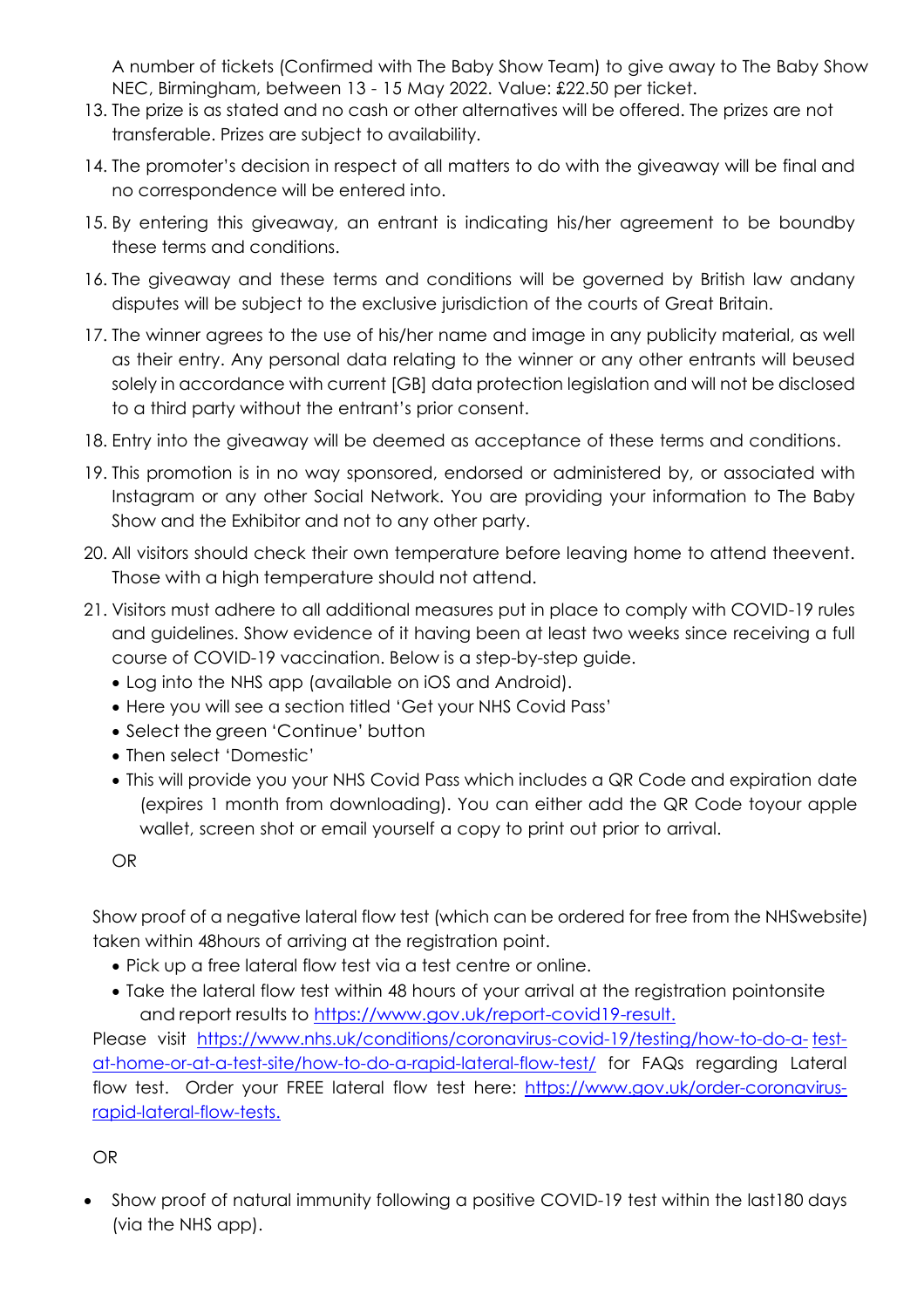A number of tickets (Confirmed with The Baby Show Team) to give away to The Baby Show NEC, Birmingham, between 13 - 15 May 2022. Value: £22.50 per ticket.

13. The prize is as stated and no cash or other alternatives will be offered. The prizes are not transferable. Prizes are subject to availability.
14. The promoter's decision in respect of all matters to do with the giveaway will be final and no correspondence will be entered into.
15. By entering this giveaway, an entrant is indicating his/her agreement to be boundby these terms and conditions.
16. The giveaway and these terms and conditions will be governed by British law andany disputes will be subject to the exclusive jurisdiction of the courts of Great Britain.
17. The winner agrees to the use of his/her name and image in any publicity material, as well as their entry. Any personal data relating to the winner or any other entrants will beused solely in accordance with current [GB] data protection legislation and will not be disclosed to a third party without the entrant's prior consent.
18. Entry into the giveaway will be deemed as acceptance of these terms and conditions.
19. This promotion is in no way sponsored, endorsed or administered by, or associated with Instagram or any other Social Network. You are providing your information to The Baby Show and the Exhibitor and not to any other party.
20. All visitors should check their own temperature before leaving home to attend theevent. Those with a high temperature should not attend.
21. Visitors must adhere to all additional measures put in place to comply with COVID-19 rules and guidelines. Show evidence of it having been at least two weeks since receiving a full course of COVID-19 vaccination. Below is a step-by-step guide.
    - Log into the NHS app (available on iOS and Android).
    - Here you will see a section titled 'Get your NHS Covid Pass'
    - Select the green 'Continue' button
    - Then select 'Domestic'
    - This will provide you your NHS Covid Pass which includes a QR Code and expiration date (expires 1 month from downloading). You can either add the QR Code toyour apple wallet, screen shot or email yourself a copy to print out prior to arrival.

    OR

Show proof of a negative lateral flow test (which can be ordered for free from the NHSwebsite) taken within 48hours of arriving at the registration point.

- Pick up a free lateral flow test via a test centre or online.
- Take the lateral flow test within 48 hours of your arrival at the registration pointonsite and report results to https://www.gov.uk/report-covid19-result.

Please visit https://www.nhs.uk/conditions/coronavirus-covid-19/testing/how-to-do-a-test-at-home-or-at-a-test-site/how-to-do-a-rapid-lateral-flow-test/ for FAQs regarding Lateral flow test. Order your FREE lateral flow test here: https://www.gov.uk/order-coronavirus-rapid-lateral-flow-tests.

OR

- Show proof of natural immunity following a positive COVID-19 test within the last180 days (via the NHS app).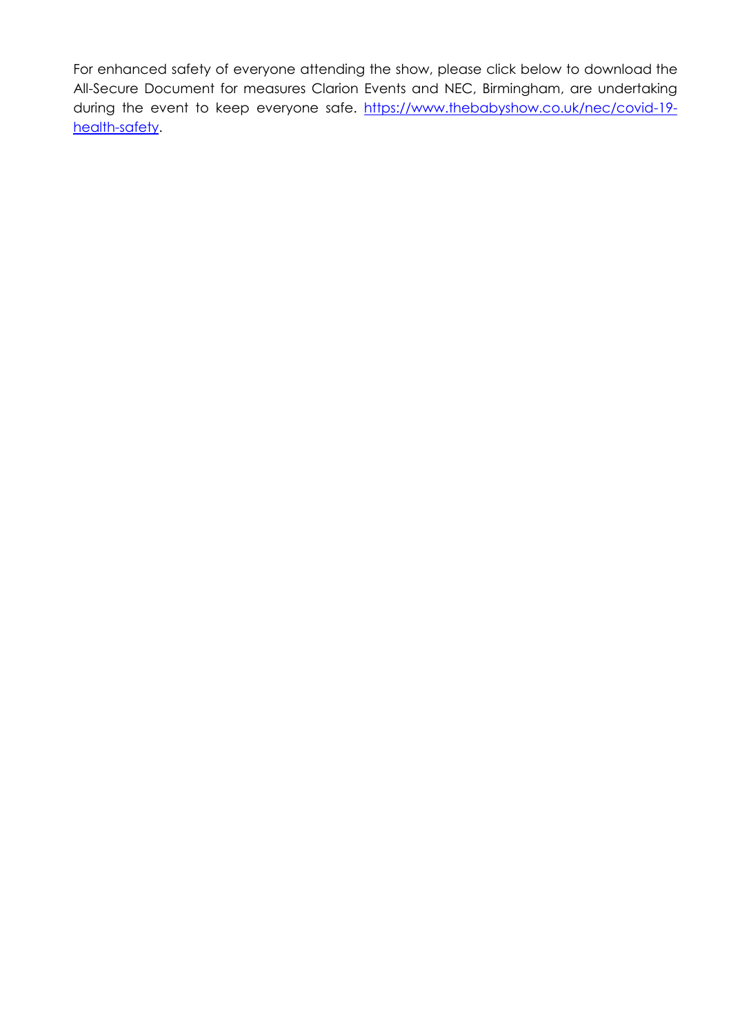For enhanced safety of everyone attending the show, please click below to download the All-Secure Document for measures Clarion Events and NEC, Birmingham, are undertaking during the event to keep everyone safe. [https://www.thebabyshow.co.uk/nec/covid-19-health-safety](https://www.thebabyshow.co.uk/nec/covid-19-health-safety).